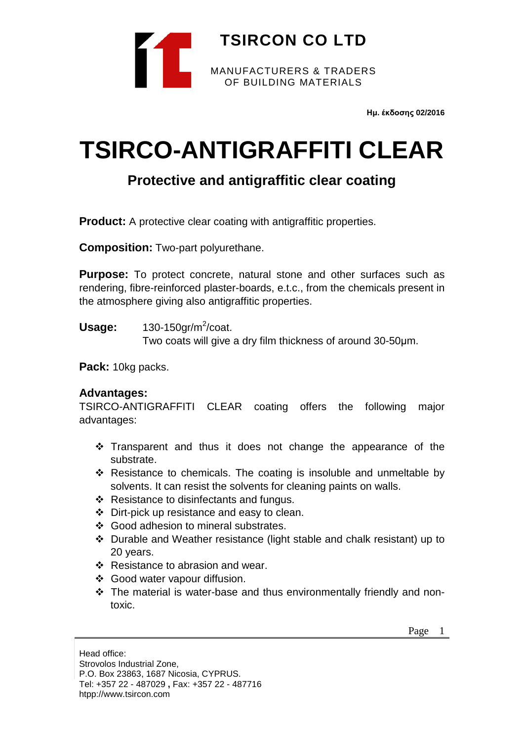**TSIRCON CO LTD**

MANUFACTURERS & TRADERS
OF BUILDING MATERIALS

**Ημ. έκδοσης 02/2016**

# TSIRCO-ANTIGRAFFITI CLEAR

## Protective and antigraffitic clear coating

**Product:** A protective clear coating with antigraffitic properties.

**Composition:** Two-part polyurethane.

**Purpose:** To protect concrete, natural stone and other surfaces such as rendering, fibre-reinforced plaster-boards, e.t.c., from the chemicals present in the atmosphere giving also antigraffitic properties.

**Usage:** 130-150gr/$m^2$/coat.
Two coats will give a dry film thickness of around 30-50μm.

**Pack:** 10kg packs.

### Advantages:

TSIRCO-ANTIGRAFFITI CLEAR coating offers the following major advantages:

- Transparent and thus it does not change the appearance of the substrate.
- Resistance to chemicals. The coating is insoluble and unmeltable by solvents. It can resist the solvents for cleaning paints on walls.
- Resistance to disinfectants and fungus.
- Dirt-pick up resistance and easy to clean.
- Good adhesion to mineral substrates.
- Durable and Weather resistance (light stable and chalk resistant) up to 20 years.
- Resistance to abrasion and wear.
- Good water vapour diffusion.
- The material is water-base and thus environmentally friendly and non-toxic.

Head office:
Strovolos Industrial Zone,
P.O. Box 23863, 1687 Nicosia, CYPRUS.
Tel: +357 22 - 487029 , Fax: +357 22 - 487716
htpp://www.tsircon.com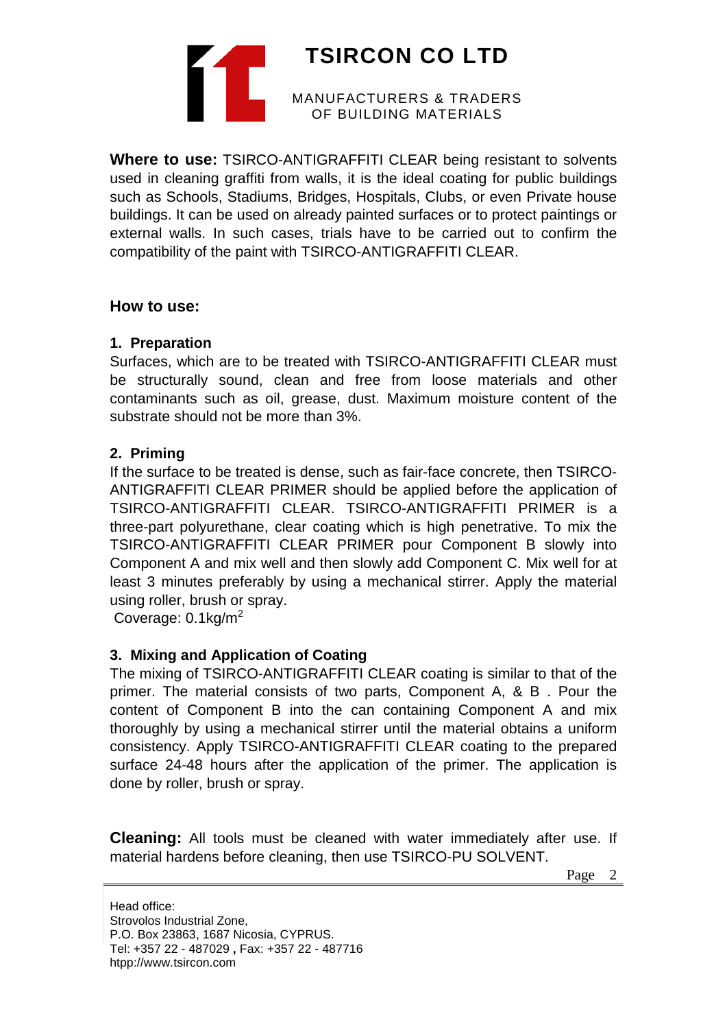**Where to use:** TSIRCO-ANTIGRAFFITI CLEAR being resistant to solvents used in cleaning graffiti from walls, it is the ideal coating for public buildings such as Schools, Stadiums, Bridges, Hospitals, Clubs, or even Private house buildings. It can be used on already painted surfaces or to protect paintings or external walls. In such cases, trials have to be carried out to confirm the compatibility of the paint with TSIRCO-ANTIGRAFFITI CLEAR.

**How to use:**

**1. Preparation**

Surfaces, which are to be treated with TSIRCO-ANTIGRAFFITI CLEAR must be structurally sound, clean and free from loose materials and other contaminants such as oil, grease, dust. Maximum moisture content of the substrate should not be more than 3%.

**2. Priming**

If the surface to be treated is dense, such as fair-face concrete, then TSIRCO-ANTIGRAFFITI CLEAR PRIMER should be applied before the application of TSIRCO-ANTIGRAFFITI CLEAR. TSIRCO-ANTIGRAFFITI PRIMER is a three-part polyurethane, clear coating which is high penetrative. To mix the TSIRCO-ANTIGRAFFITI CLEAR PRIMER pour Component B slowly into Component A and mix well and then slowly add Component C. Mix well for at least 3 minutes preferably by using a mechanical stirrer. Apply the material using roller, brush or spray.

Coverage: 0.1kg/$m^2$

**3. Mixing and Application of Coating**

The mixing of TSIRCO-ANTIGRAFFITI CLEAR coating is similar to that of the primer. The material consists of two parts, Component A, & B . Pour the content of Component B into the can containing Component A and mix thoroughly by using a mechanical stirrer until the material obtains a uniform consistency. Apply TSIRCO-ANTIGRAFFITI CLEAR coating to the prepared surface 24-48 hours after the application of the primer. The application is done by roller, brush or spray.

**Cleaning:** All tools must be cleaned with water immediately after use. If material hardens before cleaning, then use TSIRCO-PU SOLVENT.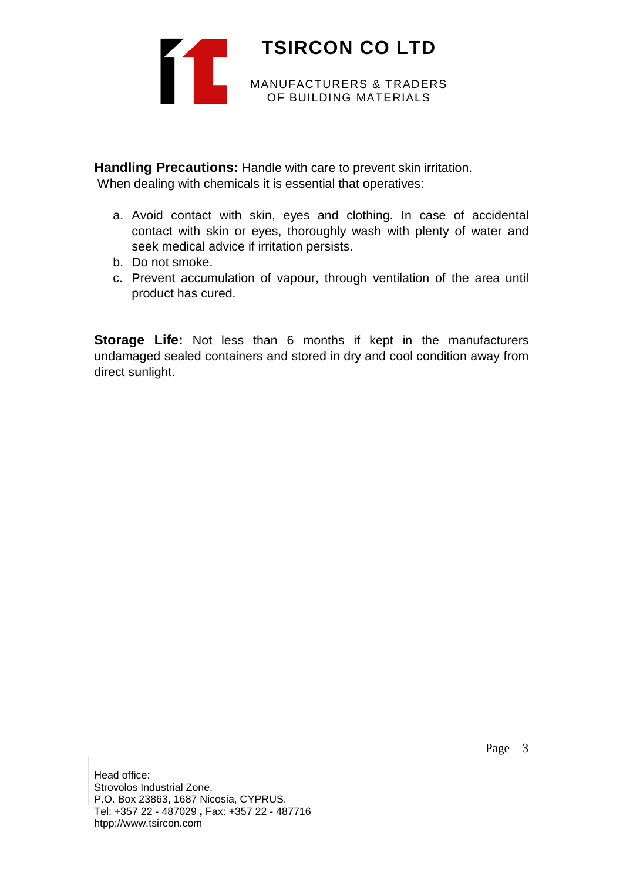**Handling Precautions:** Handle with care to prevent skin irritation.
When dealing with chemicals it is essential that operatives:

a. Avoid contact with skin, eyes and clothing. In case of accidental contact with skin or eyes, thoroughly wash with plenty of water and seek medical advice if irritation persists.
b. Do not smoke.
c. Prevent accumulation of vapour, through ventilation of the area until product has cured.

**Storage Life:** Not less than 6 months if kept in the manufacturers undamaged sealed containers and stored in dry and cool condition away from direct sunlight.